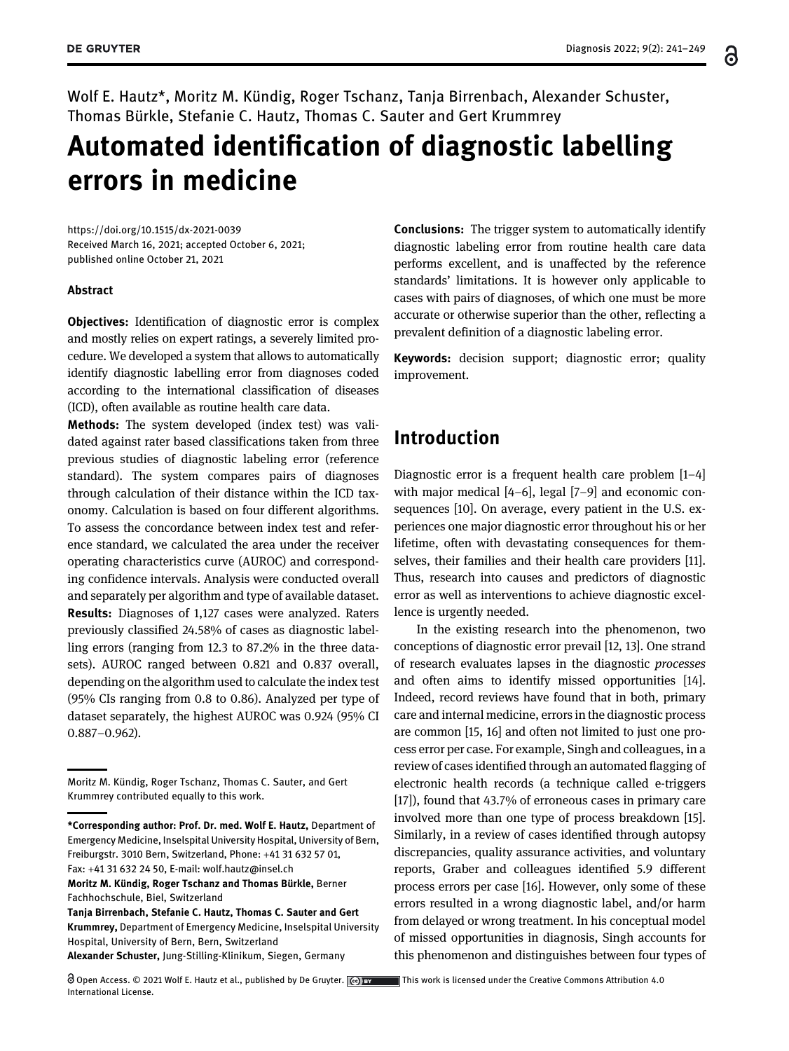Wolf E. Hautz*, Moritz M. Kündig, Roger Tschanz, Tanja Birrenbach, Alexander Schuster, Thomas Bürkle, Stefanie C. Hautz, Thomas C. Sauter and Gert Krummrey

# Automated identification of diagnostic labelling errors in medicine

https://doi.org/10.1515/dx-2021-0039
Received March 16, 2021; accepted October 6, 2021; published online October 21, 2021

### Abstract

**Objectives:** Identification of diagnostic error is complex and mostly relies on expert ratings, a severely limited procedure. We developed a system that allows to automatically identify diagnostic labelling error from diagnoses coded according to the international classification of diseases (ICD), often available as routine health care data.

**Methods:** The system developed (index test) was validated against rater based classifications taken from three previous studies of diagnostic labeling error (reference standard). The system compares pairs of diagnoses through calculation of their distance within the ICD taxonomy. Calculation is based on four different algorithms. To assess the concordance between index test and reference standard, we calculated the area under the receiver operating characteristics curve (AUROC) and corresponding confidence intervals. Analysis were conducted overall and separately per algorithm and type of available dataset.

**Results:** Diagnoses of 1,127 cases were analyzed. Raters previously classified 24.58% of cases as diagnostic labelling errors (ranging from 12.3 to 87.2% in the three datasets). AUROC ranged between 0.821 and 0.837 overall, depending on the algorithm used to calculate the index test (95% CIs ranging from 0.8 to 0.86). Analyzed per type of dataset separately, the highest AUROC was 0.924 (95% CI 0.887–0.962).

**Conclusions:** The trigger system to automatically identify diagnostic labeling error from routine health care data performs excellent, and is unaffected by the reference standards' limitations. It is however only applicable to cases with pairs of diagnoses, of which one must be more accurate or otherwise superior than the other, reflecting a prevalent definition of a diagnostic labeling error.

**Keywords:** decision support; diagnostic error; quality improvement.

Moritz M. Kündig, Roger Tschanz, Thomas C. Sauter, and Gert Krummrey contributed equally to this work.

***Corresponding author: Prof. Dr. med. Wolf E. Hautz,** Department of Emergency Medicine, Inselspital University Hospital, University of Bern, Freiburgstr. 3010 Bern, Switzerland, Phone: +41 31 632 57 01, Fax: +41 31 632 24 50, E-mail: wolf.hautz@insel.ch

**Moritz M. Kündig, Roger Tschanz and Thomas Bürkle,** Berner Fachhochschule, Biel, Switzerland

**Tanja Birrenbach, Stefanie C. Hautz, Thomas C. Sauter and Gert Krummrey,** Department of Emergency Medicine, Inselspital University Hospital, University of Bern, Bern, Switzerland

**Alexander Schuster,** Jung-Stilling-Klinikum, Siegen, Germany

## Introduction

Diagnostic error is a frequent health care problem [1–4] with major medical [4–6], legal [7–9] and economic consequences [10]. On average, every patient in the U.S. experiences one major diagnostic error throughout his or her lifetime, often with devastating consequences for themselves, their families and their health care providers [11]. Thus, research into causes and predictors of diagnostic error as well as interventions to achieve diagnostic excellence is urgently needed.

In the existing research into the phenomenon, two conceptions of diagnostic error prevail [12, 13]. One strand of research evaluates lapses in the diagnostic *processes* and often aims to identify missed opportunities [14]. Indeed, record reviews have found that in both, primary care and internal medicine, errors in the diagnostic process are common [15, 16] and often not limited to just one process error per case. For example, Singh and colleagues, in a review of cases identified through an automated flagging of electronic health records (a technique called e-triggers [17]), found that 43.7% of erroneous cases in primary care involved more than one type of process breakdown [15]. Similarly, in a review of cases identified through autopsy discrepancies, quality assurance activities, and voluntary reports, Graber and colleagues identified 5.9 different process errors per case [16]. However, only some of these errors resulted in a wrong diagnostic label, and/or harm from delayed or wrong treatment. In his conceptual model of missed opportunities in diagnosis, Singh accounts for this phenomenon and distinguishes between four types of

Open Access. © 2021 Wolf E. Hautz et al., published by De Gruyter. This work is licensed under the Creative Commons Attribution 4.0 International License.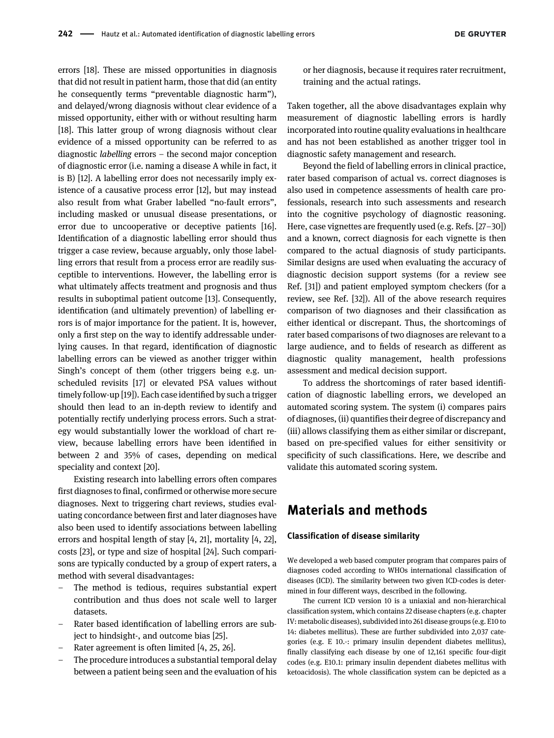errors [18]. These are missed opportunities in diagnosis that did not result in patient harm, those that did (an entity he consequently terms “preventable diagnostic harm”), and delayed/wrong diagnosis without clear evidence of a missed opportunity, either with or without resulting harm [18]. This latter group of wrong diagnosis without clear evidence of a missed opportunity can be referred to as diagnostic *labelling* errors – the second major conception of diagnostic error (i.e. naming a disease A while in fact, it is B) [12]. A labelling error does not necessarily imply existence of a causative process error [12], but may instead also result from what Graber labelled “no-fault errors”, including masked or unusual disease presentations, or error due to uncooperative or deceptive patients [16]. Identification of a diagnostic labelling error should thus trigger a case review, because arguably, only those labelling errors that result from a process error are readily susceptible to interventions. However, the labelling error is what ultimately affects treatment and prognosis and thus results in suboptimal patient outcome [13]. Consequently, identification (and ultimately prevention) of labelling errors is of major importance for the patient. It is, however, only a first step on the way to identify addressable underlying causes. In that regard, identification of diagnostic labelling errors can be viewed as another trigger within Singh’s concept of them (other triggers being e.g. unscheduled revisits [17] or elevated PSA values without timely follow-up [19]). Each case identified by such a trigger should then lead to an in-depth review to identify and potentially rectify underlying process errors. Such a strategy would substantially lower the workload of chart review, because labelling errors have been identified in between 2 and 35% of cases, depending on medical speciality and context [20].

Existing research into labelling errors often compares first diagnoses to final, confirmed or otherwise more secure diagnoses. Next to triggering chart reviews, studies evaluating concordance between first and later diagnoses have also been used to identify associations between labelling errors and hospital length of stay [4, 21], mortality [4, 22], costs [23], or type and size of hospital [24]. Such comparisons are typically conducted by a group of expert raters, a method with several disadvantages:

- The method is tedious, requires substantial expert contribution and thus does not scale well to larger datasets.
- Rater based identification of labelling errors are subject to hindsight-, and outcome bias [25].
- Rater agreement is often limited [4, 25, 26].
- The procedure introduces a substantial temporal delay between a patient being seen and the evaluation of his or her diagnosis, because it requires rater recruitment, training and the actual ratings.

Taken together, all the above disadvantages explain why measurement of diagnostic labelling errors is hardly incorporated into routine quality evaluations in healthcare and has not been established as another trigger tool in diagnostic safety management and research.

Beyond the field of labelling errors in clinical practice, rater based comparison of actual vs. correct diagnoses is also used in competence assessments of health care professionals, research into such assessments and research into the cognitive psychology of diagnostic reasoning. Here, case vignettes are frequently used (e.g. Refs. [27–30]) and a known, correct diagnosis for each vignette is then compared to the actual diagnosis of study participants. Similar designs are used when evaluating the accuracy of diagnostic decision support systems (for a review see Ref. [31]) and patient employed symptom checkers (for a review, see Ref. [32]). All of the above research requires comparison of two diagnoses and their classification as either identical or discrepant. Thus, the shortcomings of rater based comparisons of two diagnoses are relevant to a large audience, and to fields of research as different as diagnostic quality management, health professions assessment and medical decision support.

To address the shortcomings of rater based identification of diagnostic labelling errors, we developed an automated scoring system. The system (i) compares pairs of diagnoses, (ii) quantifies their degree of discrepancy and (iii) allows classifying them as either similar or discrepant, based on pre-specified values for either sensitivity or specificity of such classifications. Here, we describe and validate this automated scoring system.

## Materials and methods

### Classification of disease similarity

We developed a web based computer program that compares pairs of diagnoses coded according to WHOs international classification of diseases (ICD). The similarity between two given ICD-codes is determined in four different ways, described in the following.

The current ICD version 10 is a uniaxial and non-hierarchical classification system, which contains 22 disease chapters (e.g. chapter IV: metabolic diseases), subdivided into 261 disease groups (e.g. E10 to 14: diabetes mellitus). These are further subdivided into 2,037 categories (e.g. E 10.-: primary insulin dependent diabetes mellitus), finally classifying each disease by one of 12,161 specific four-digit codes (e.g. E10.1: primary insulin dependent diabetes mellitus with ketoacidosis). The whole classification system can be depicted as a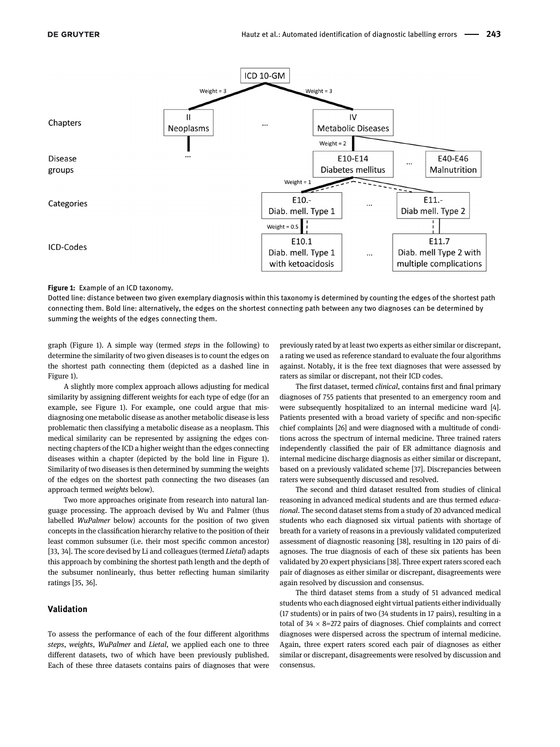**Figure 1:** Example of an ICD taxonomy.

Dotted line: distance between two given exemplary diagnosis within this taxonomy is determined by counting the edges of the shortest path connecting them. Bold line: alternatively, the edges on the shortest connecting path between any two diagnoses can be determined by summing the weights of the edges connecting them.

graph (Figure 1). A simple way (termed *steps* in the following) to determine the similarity of two given diseases is to count the edges on the shortest path connecting them (depicted as a dashed line in Figure 1).

A slightly more complex approach allows adjusting for medical similarity by assigning different weights for each type of edge (for an example, see Figure 1). For example, one could argue that misdiagnosing one metabolic disease as another metabolic disease is less problematic then classifying a metabolic disease as a neoplasm. This medical similarity can be represented by assigning the edges connecting chapters of the ICD a higher weight than the edges connecting diseases within a chapter (depicted by the bold line in Figure 1). Similarity of two diseases is then determined by summing the weights of the edges on the shortest path connecting the two diseases (an approach termed *weights* below).

Two more approaches originate from research into natural language processing. The approach devised by Wu and Palmer (thus labelled *WuPalmer* below) accounts for the position of two given concepts in the classification hierarchy relative to the position of their least common subsumer (i.e. their most specific common ancestor) [33, 34]. The score devised by Li and colleagues (termed *Lietal*) adapts this approach by combining the shortest path length and the depth of the subsumer nonlinearly, thus better reflecting human similarity ratings [35, 36].

## Validation

To assess the performance of each of the four different algorithms *steps*, *weights*, *WuPalmer* and *Lietal*, we applied each one to three different datasets, two of which have been previously published. Each of these three datasets contains pairs of diagnoses that were previously rated by at least two experts as either similar or discrepant, a rating we used as reference standard to evaluate the four algorithms against. Notably, it is the free text diagnoses that were assessed by raters as similar or discrepant, not their ICD codes.

The first dataset, termed *clinical*, contains first and final primary diagnoses of 755 patients that presented to an emergency room and were subsequently hospitalized to an internal medicine ward [4]. Patients presented with a broad variety of specific and non-specific chief complaints [26] and were diagnosed with a multitude of conditions across the spectrum of internal medicine. Three trained raters independently classified the pair of ER admittance diagnosis and internal medicine discharge diagnosis as either similar or discrepant, based on a previously validated scheme [37]. Discrepancies between raters were subsequently discussed and resolved.

The second and third dataset resulted from studies of clinical reasoning in advanced medical students and are thus termed *educational*. The second dataset stems from a study of 20 advanced medical students who each diagnosed six virtual patients with shortage of breath for a variety of reasons in a previously validated computerized assessment of diagnostic reasoning [38], resulting in 120 pairs of diagnoses. The true diagnosis of each of these six patients has been validated by 20 expert physicians [38]. Three expert raters scored each pair of diagnoses as either similar or discrepant, disagreements were again resolved by discussion and consensus.

The third dataset stems from a study of 51 advanced medical students who each diagnosed eight virtual patients either individually (17 students) or in pairs of two (34 students in 17 pairs), resulting in a total of $34 \times 8=272$ pairs of diagnoses. Chief complaints and correct diagnoses were dispersed across the spectrum of internal medicine. Again, three expert raters scored each pair of diagnoses as either similar or discrepant, disagreements were resolved by discussion and consensus.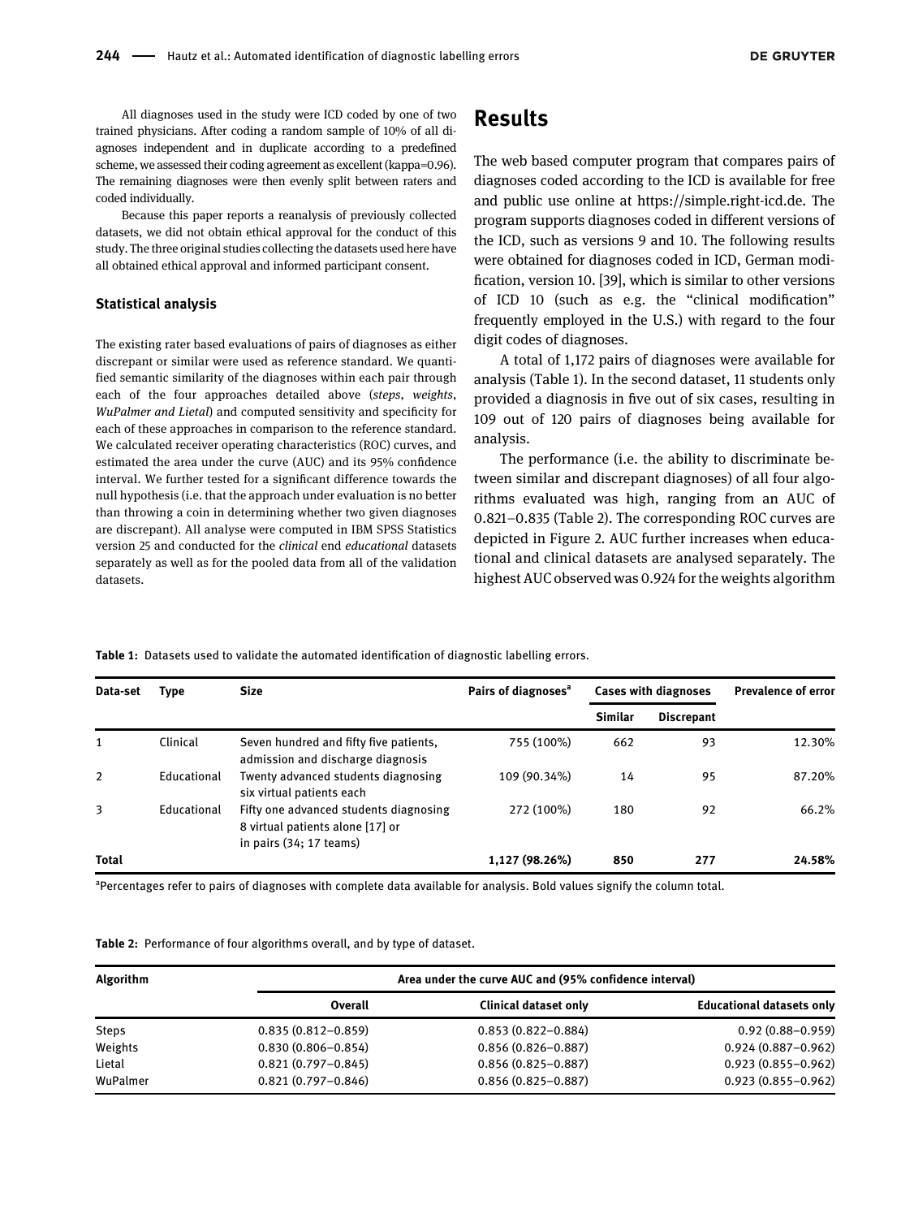All diagnoses used in the study were ICD coded by one of two trained physicians. After coding a random sample of 10% of all diagnoses independent and in duplicate according to a predefined scheme, we assessed their coding agreement as excellent (kappa=0.96). The remaining diagnoses were then evenly split between raters and coded individually.

Because this paper reports a reanalysis of previously collected datasets, we did not obtain ethical approval for the conduct of this study. The three original studies collecting the datasets used here have all obtained ethical approval and informed participant consent.

### Statistical analysis

The existing rater based evaluations of pairs of diagnoses as either discrepant or similar were used as reference standard. We quantified semantic similarity of the diagnoses within each pair through each of the four approaches detailed above (*steps*, *weights*, *WuPalmer and Lietal*) and computed sensitivity and specificity for each of these approaches in comparison to the reference standard. We calculated receiver operating characteristics (ROC) curves, and estimated the area under the curve (AUC) and its 95% confidence interval. We further tested for a significant difference towards the null hypothesis (i.e. that the approach under evaluation is no better than throwing a coin in determining whether two given diagnoses are discrepant). All analyse were computed in IBM SPSS Statistics version 25 and conducted for the *clinical* end *educational* datasets separately as well as for the pooled data from all of the validation datasets.

## Results

The web based computer program that compares pairs of diagnoses coded according to the ICD is available for free and public use online at https://simple.right-icd.de. The program supports diagnoses coded in different versions of the ICD, such as versions 9 and 10. The following results were obtained for diagnoses coded in ICD, German modification, version 10. [39], which is similar to other versions of ICD 10 (such as e.g. the "clinical modification" frequently employed in the U.S.) with regard to the four digit codes of diagnoses.

A total of 1,172 pairs of diagnoses were available for analysis (Table 1). In the second dataset, 11 students only provided a diagnosis in five out of six cases, resulting in 109 out of 120 pairs of diagnoses being available for analysis.

The performance (i.e. the ability to discriminate between similar and discrepant diagnoses) of all four algorithms evaluated was high, ranging from an AUC of 0.821–0.835 (Table 2). The corresponding ROC curves are depicted in Figure 2. AUC further increases when educational and clinical datasets are analysed separately. The highest AUC observed was 0.924 for the weights algorithm

**Table 1:** Datasets used to validate the automated identification of diagnostic labelling errors.

| Data-set | Type | Size | Pairs of diagnoses[a] | Cases with diagnoses | | Prevalence of error |
|---|---|---|---|---|---|---|
| | | | | Similar | Discrepant | |
| 1 | Clinical | Seven hundred and fifty five patients, admission and discharge diagnosis | 755 (100%) | 662 | 93 | 12.30% |
| 2 | Educational | Twenty advanced students diagnosing six virtual patients each | 109 (90.34%) | 14 | 95 | 87.20% |
| 3 | Educational | Fifty one advanced students diagnosing 8 virtual patients alone [17] or in pairs (34; 17 teams) | 272 (100%) | 180 | 92 | 66.2% |
| **Total** | | | **1,127 (98.26%)** | **850** | **277** | **24.58%** |

[a]Percentages refer to pairs of diagnoses with complete data available for analysis. Bold values signify the column total.

**Table 2:** Performance of four algorithms overall, and by type of dataset.

| Algorithm | Area under the curve AUC and (95% confidence interval) | | |
|---|---|---|---|
| | Overall | Clinical dataset only | Educational datasets only |
| Steps | 0.835 (0.812–0.859) | 0.853 (0.822–0.884) | 0.92 (0.88–0.959) |
| Weights | 0.830 (0.806–0.854) | 0.856 (0.826–0.887) | 0.924 (0.887–0.962) |
| Lietal | 0.821 (0.797–0.845) | 0.856 (0.825–0.887) | 0.923 (0.855–0.962) |
| WuPalmer | 0.821 (0.797–0.846) | 0.856 (0.825–0.887) | 0.923 (0.855–0.962) |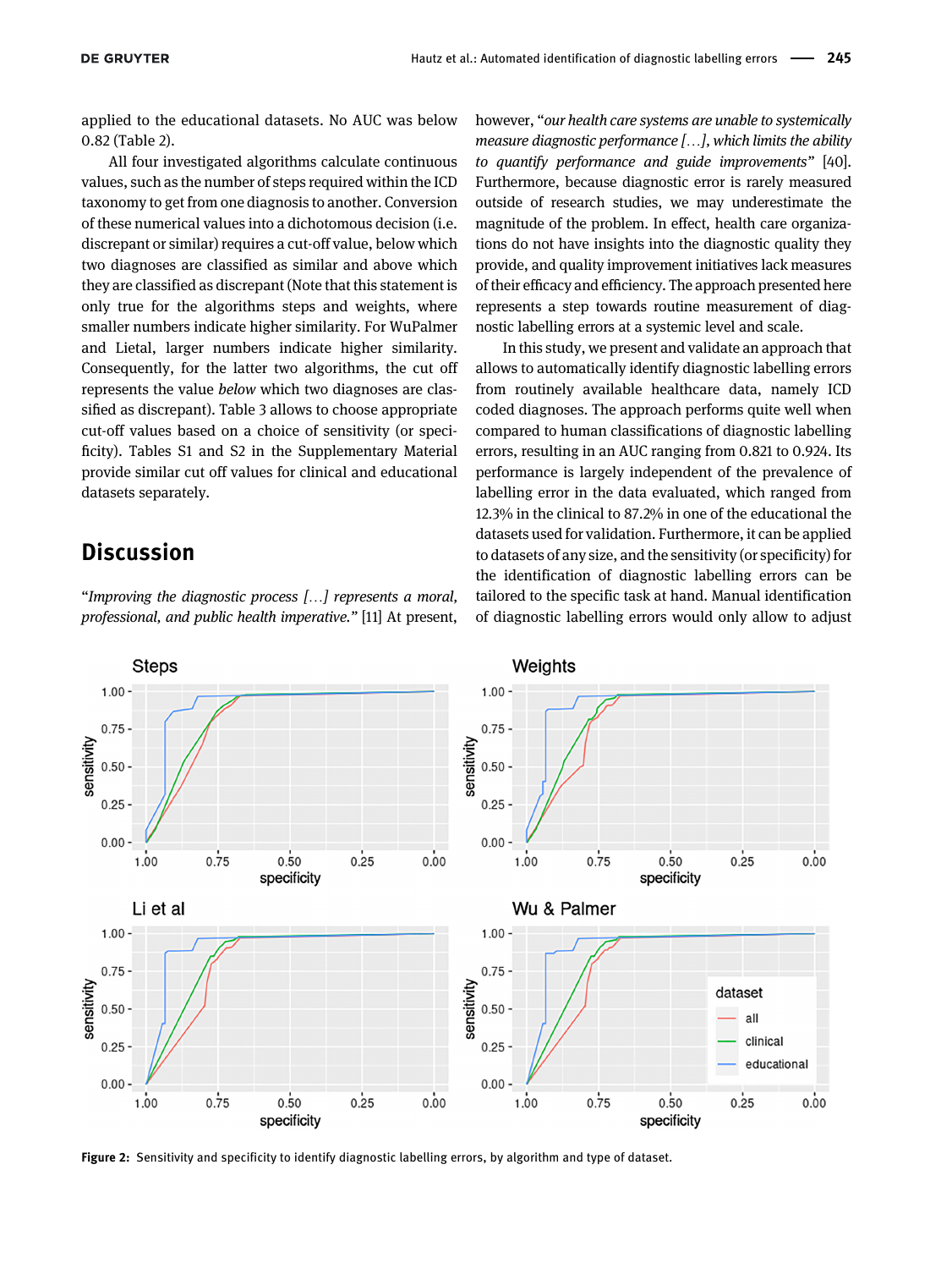applied to the educational datasets. No AUC was below 0.82 (Table 2).

All four investigated algorithms calculate continuous values, such as the number of steps required within the ICD taxonomy to get from one diagnosis to another. Conversion of these numerical values into a dichotomous decision (i.e. discrepant or similar) requires a cut-off value, below which two diagnoses are classified as similar and above which they are classified as discrepant (Note that this statement is only true for the algorithms steps and weights, where smaller numbers indicate higher similarity. For WuPalmer and Lietal, larger numbers indicate higher similarity. Consequently, for the latter two algorithms, the cut off represents the value *below* which two diagnoses are classified as discrepant). Table 3 allows to choose appropriate cut-off values based on a choice of sensitivity (or specificity). Tables S1 and S2 in the Supplementary Material provide similar cut off values for clinical and educational datasets separately.

## Discussion

"*Improving the diagnostic process […] represents a moral, professional, and public health imperative.*" [11] At present, however, "*our health care systems are unable to systemically measure diagnostic performance […], which limits the ability to quantify performance and guide improvements*" [40]. Furthermore, because diagnostic error is rarely measured outside of research studies, we may underestimate the magnitude of the problem. In effect, health care organizations do not have insights into the diagnostic quality they provide, and quality improvement initiatives lack measures of their efficacy and efficiency. The approach presented here represents a step towards routine measurement of diagnostic labelling errors at a systemic level and scale.

In this study, we present and validate an approach that allows to automatically identify diagnostic labelling errors from routinely available healthcare data, namely ICD coded diagnoses. The approach performs quite well when compared to human classifications of diagnostic labelling errors, resulting in an AUC ranging from 0.821 to 0.924. Its performance is largely independent of the prevalence of labelling error in the data evaluated, which ranged from 12.3% in the clinical to 87.2% in one of the educational the datasets used for validation. Furthermore, it can be applied to datasets of any size, and the sensitivity (or specificity) for the identification of diagnostic labelling errors can be tailored to the specific task at hand. Manual identification of diagnostic labelling errors would only allow to adjust

**Figure 2:** Sensitivity and specificity to identify diagnostic labelling errors, by algorithm and type of dataset.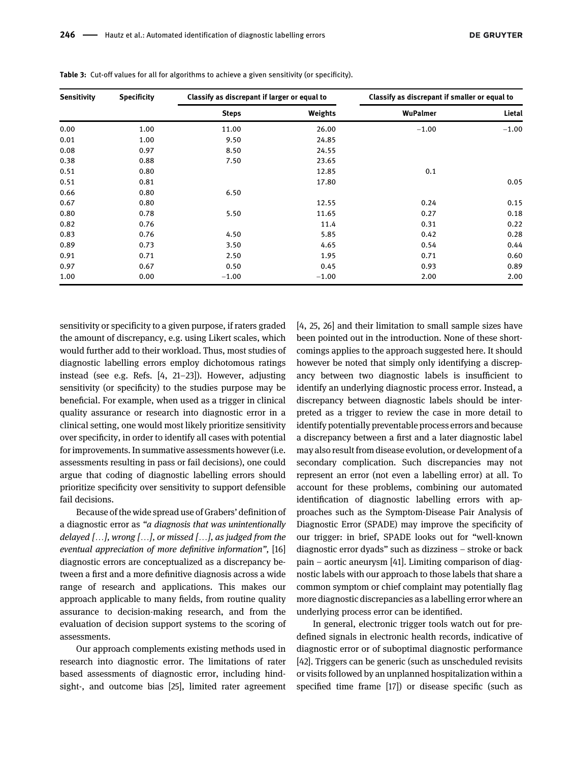**Table 3:** Cut-off values for all for algorithms to achieve a given sensitivity (or specificity).

| Sensitivity | Specificity | Classify as discrepant if larger or equal to | | Classify as discrepant if smaller or equal to | |
|---|---|---|---|---|---|
| | | Steps | Weights | WuPalmer | Lietal |
| 0.00 | 1.00 | 11.00 | 26.00 | −1.00 | −1.00 |
| 0.01 | 1.00 | 9.50 | 24.85 | | |
| 0.08 | 0.97 | 8.50 | 24.55 | | |
| 0.38 | 0.88 | 7.50 | 23.65 | | |
| 0.51 | 0.80 | | 12.85 | 0.1 | |
| 0.51 | 0.81 | | 17.80 | | 0.05 |
| 0.66 | 0.80 | 6.50 | | | |
| 0.67 | 0.80 | | 12.55 | 0.24 | 0.15 |
| 0.80 | 0.78 | 5.50 | 11.65 | 0.27 | 0.18 |
| 0.82 | 0.76 | | 11.4 | 0.31 | 0.22 |
| 0.83 | 0.76 | 4.50 | 5.85 | 0.42 | 0.28 |
| 0.89 | 0.73 | 3.50 | 4.65 | 0.54 | 0.44 |
| 0.91 | 0.71 | 2.50 | 1.95 | 0.71 | 0.60 |
| 0.97 | 0.67 | 0.50 | 0.45 | 0.93 | 0.89 |
| 1.00 | 0.00 | −1.00 | −1.00 | 2.00 | 2.00 |

sensitivity or specificity to a given purpose, if raters graded the amount of discrepancy, e.g. using Likert scales, which would further add to their workload. Thus, most studies of diagnostic labelling errors employ dichotomous ratings instead (see e.g. Refs. [4, 21–23]). However, adjusting sensitivity (or specificity) to the studies purpose may be beneficial. For example, when used as a trigger in clinical quality assurance or research into diagnostic error in a clinical setting, one would most likely prioritize sensitivity over specificity, in order to identify all cases with potential for improvements. In summative assessments however (i.e. assessments resulting in pass or fail decisions), one could argue that coding of diagnostic labelling errors should prioritize specificity over sensitivity to support defensible fail decisions.

Because of the wide spread use of Grabers' definition of a diagnostic error as *"a diagnosis that was unintentionally delayed […], wrong […], or missed […], as judged from the eventual appreciation of more definitive information"*, [16] diagnostic errors are conceptualized as a discrepancy between a first and a more definitive diagnosis across a wide range of research and applications. This makes our approach applicable to many fields, from routine quality assurance to decision-making research, and from the evaluation of decision support systems to the scoring of assessments.

Our approach complements existing methods used in research into diagnostic error. The limitations of rater based assessments of diagnostic error, including hindsight-, and outcome bias [25], limited rater agreement [4, 25, 26] and their limitation to small sample sizes have been pointed out in the introduction. None of these shortcomings applies to the approach suggested here. It should however be noted that simply only identifying a discrepancy between two diagnostic labels is insufficient to identify an underlying diagnostic process error. Instead, a discrepancy between diagnostic labels should be interpreted as a trigger to review the case in more detail to identify potentially preventable process errors and because a discrepancy between a first and a later diagnostic label may also result from disease evolution, or development of a secondary complication. Such discrepancies may not represent an error (not even a labelling error) at all. To account for these problems, combining our automated identification of diagnostic labelling errors with approaches such as the Symptom-Disease Pair Analysis of Diagnostic Error (SPADE) may improve the specificity of our trigger: in brief, SPADE looks out for "well-known diagnostic error dyads" such as dizziness – stroke or back pain – aortic aneurysm [41]. Limiting comparison of diagnostic labels with our approach to those labels that share a common symptom or chief complaint may potentially flag more diagnostic discrepancies as a labelling error where an underlying process error can be identified.

In general, electronic trigger tools watch out for predefined signals in electronic health records, indicative of diagnostic error or of suboptimal diagnostic performance [42]. Triggers can be generic (such as unscheduled revisits or visits followed by an unplanned hospitalization within a specified time frame [17]) or disease specific (such as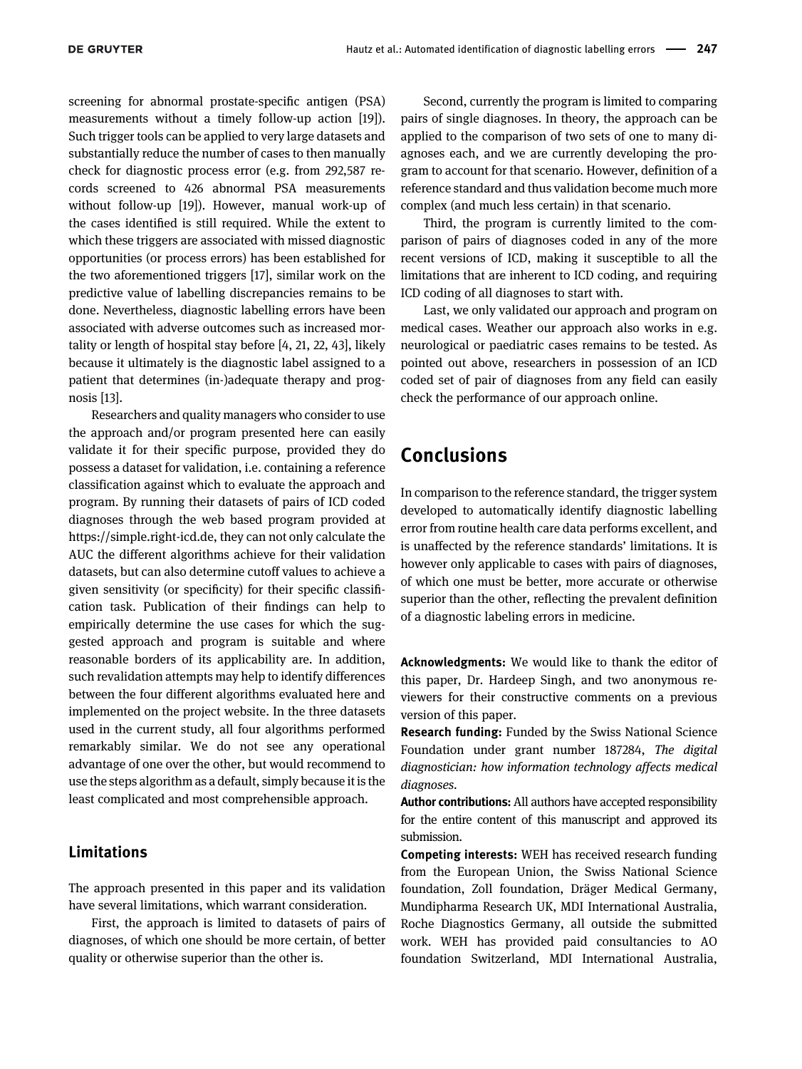screening for abnormal prostate-specific antigen (PSA) measurements without a timely follow-up action [19]). Such trigger tools can be applied to very large datasets and substantially reduce the number of cases to then manually check for diagnostic process error (e.g. from 292,587 records screened to 426 abnormal PSA measurements without follow-up [19]). However, manual work-up of the cases identified is still required. While the extent to which these triggers are associated with missed diagnostic opportunities (or process errors) has been established for the two aforementioned triggers [17], similar work on the predictive value of labelling discrepancies remains to be done. Nevertheless, diagnostic labelling errors have been associated with adverse outcomes such as increased mortality or length of hospital stay before [4, 21, 22, 43], likely because it ultimately is the diagnostic label assigned to a patient that determines (in-)adequate therapy and prognosis [13].

Researchers and quality managers who consider to use the approach and/or program presented here can easily validate it for their specific purpose, provided they do possess a dataset for validation, i.e. containing a reference classification against which to evaluate the approach and program. By running their datasets of pairs of ICD coded diagnoses through the web based program provided at https://simple.right-icd.de, they can not only calculate the AUC the different algorithms achieve for their validation datasets, but can also determine cutoff values to achieve a given sensitivity (or specificity) for their specific classification task. Publication of their findings can help to empirically determine the use cases for which the suggested approach and program is suitable and where reasonable borders of its applicability are. In addition, such revalidation attempts may help to identify differences between the four different algorithms evaluated here and implemented on the project website. In the three datasets used in the current study, all four algorithms performed remarkably similar. We do not see any operational advantage of one over the other, but would recommend to use the steps algorithm as a default, simply because it is the least complicated and most comprehensible approach.

### Limitations

The approach presented in this paper and its validation have several limitations, which warrant consideration.

First, the approach is limited to datasets of pairs of diagnoses, of which one should be more certain, of better quality or otherwise superior than the other is.

Second, currently the program is limited to comparing pairs of single diagnoses. In theory, the approach can be applied to the comparison of two sets of one to many diagnoses each, and we are currently developing the program to account for that scenario. However, definition of a reference standard and thus validation become much more complex (and much less certain) in that scenario.

Third, the program is currently limited to the comparison of pairs of diagnoses coded in any of the more recent versions of ICD, making it susceptible to all the limitations that are inherent to ICD coding, and requiring ICD coding of all diagnoses to start with.

Last, we only validated our approach and program on medical cases. Weather our approach also works in e.g. neurological or paediatric cases remains to be tested. As pointed out above, researchers in possession of an ICD coded set of pair of diagnoses from any field can easily check the performance of our approach online.

## Conclusions

In comparison to the reference standard, the trigger system developed to automatically identify diagnostic labelling error from routine health care data performs excellent, and is unaffected by the reference standards' limitations. It is however only applicable to cases with pairs of diagnoses, of which one must be better, more accurate or otherwise superior than the other, reflecting the prevalent definition of a diagnostic labeling errors in medicine.

**Acknowledgments:** We would like to thank the editor of this paper, Dr. Hardeep Singh, and two anonymous reviewers for their constructive comments on a previous version of this paper.

**Research funding:** Funded by the Swiss National Science Foundation under grant number 187284, *The digital diagnostician: how information technology affects medical diagnoses*.

**Author contributions:** All authors have accepted responsibility for the entire content of this manuscript and approved its submission.

**Competing interests:** WEH has received research funding from the European Union, the Swiss National Science foundation, Zoll foundation, Dräger Medical Germany, Mundipharma Research UK, MDI International Australia, Roche Diagnostics Germany, all outside the submitted work. WEH has provided paid consultancies to AO foundation Switzerland, MDI International Australia,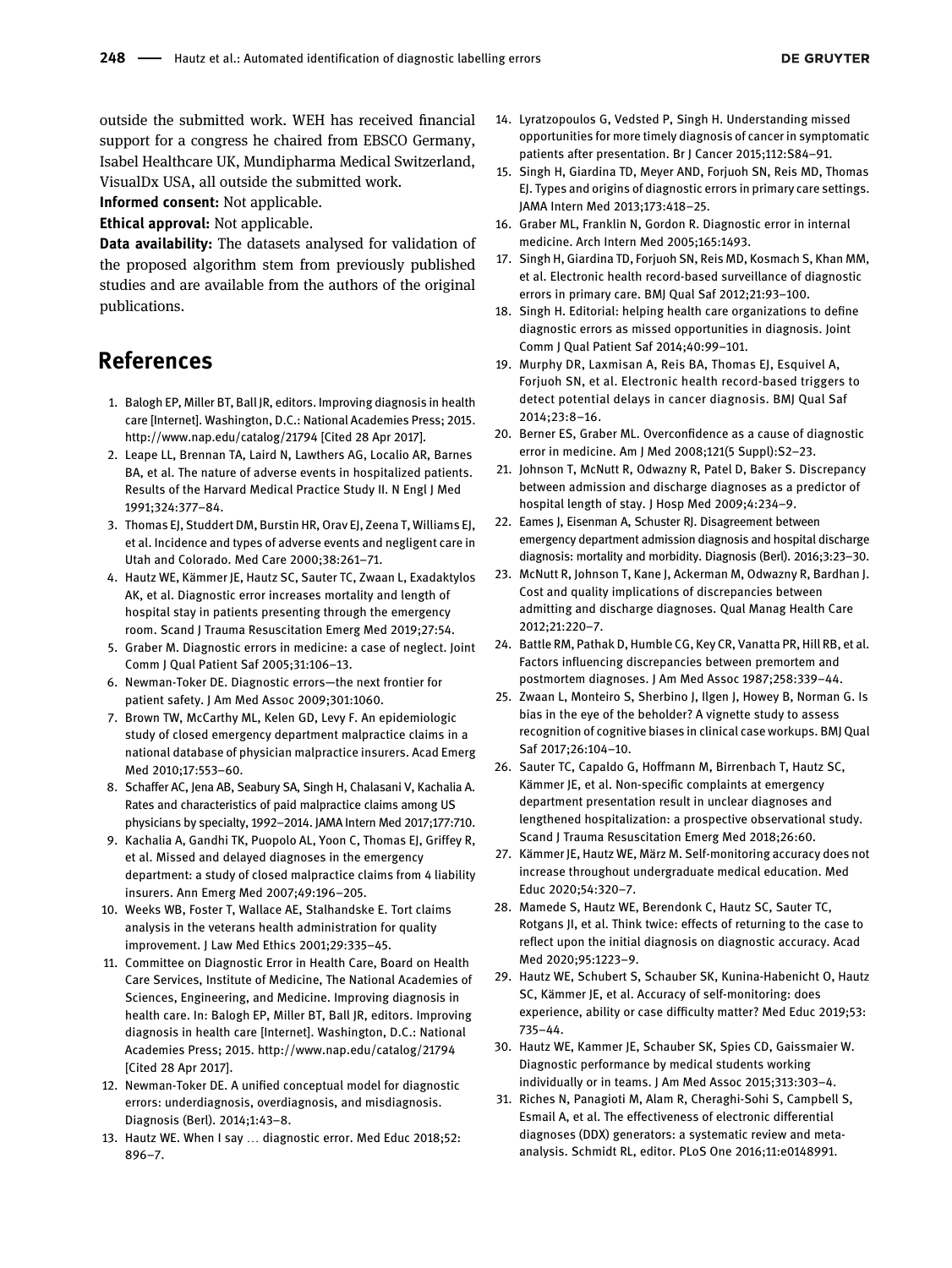outside the submitted work. WEH has received financial support for a congress he chaired from EBSCO Germany, Isabel Healthcare UK, Mundipharma Medical Switzerland, VisualDx USA, all outside the submitted work.

**Informed consent:** Not applicable.

**Ethical approval:** Not applicable.

**Data availability:** The datasets analysed for validation of the proposed algorithm stem from previously published studies and are available from the authors of the original publications.

## References

1. Balogh EP, Miller BT, Ball JR, editors. Improving diagnosis in health care [Internet]. Washington, D.C.: National Academies Press; 2015. http://www.nap.edu/catalog/21794 [Cited 28 Apr 2017].
2. Leape LL, Brennan TA, Laird N, Lawthers AG, Localio AR, Barnes BA, et al. The nature of adverse events in hospitalized patients. Results of the Harvard Medical Practice Study II. N Engl J Med 1991;324:377–84.
3. Thomas EJ, Studdert DM, Burstin HR, Orav EJ, Zeena T, Williams EJ, et al. Incidence and types of adverse events and negligent care in Utah and Colorado. Med Care 2000;38:261–71.
4. Hautz WE, Kämmer JE, Hautz SC, Sauter TC, Zwaan L, Exadaktylos AK, et al. Diagnostic error increases mortality and length of hospital stay in patients presenting through the emergency room. Scand J Trauma Resuscitation Emerg Med 2019;27:54.
5. Graber M. Diagnostic errors in medicine: a case of neglect. Joint Comm J Qual Patient Saf 2005;31:106–13.
6. Newman-Toker DE. Diagnostic errors—the next frontier for patient safety. J Am Med Assoc 2009;301:1060.
7. Brown TW, McCarthy ML, Kelen GD, Levy F. An epidemiologic study of closed emergency department malpractice claims in a national database of physician malpractice insurers. Acad Emerg Med 2010;17:553–60.
8. Schaffer AC, Jena AB, Seabury SA, Singh H, Chalasani V, Kachalia A. Rates and characteristics of paid malpractice claims among US physicians by specialty, 1992–2014. JAMA Intern Med 2017;177:710.
9. Kachalia A, Gandhi TK, Puopolo AL, Yoon C, Thomas EJ, Griffey R, et al. Missed and delayed diagnoses in the emergency department: a study of closed malpractice claims from 4 liability insurers. Ann Emerg Med 2007;49:196–205.
10. Weeks WB, Foster T, Wallace AE, Stalhandske E. Tort claims analysis in the veterans health administration for quality improvement. J Law Med Ethics 2001;29:335–45.
11. Committee on Diagnostic Error in Health Care, Board on Health Care Services, Institute of Medicine, The National Academies of Sciences, Engineering, and Medicine. Improving diagnosis in health care. In: Balogh EP, Miller BT, Ball JR, editors. Improving diagnosis in health care [Internet]. Washington, D.C.: National Academies Press; 2015. http://www.nap.edu/catalog/21794 [Cited 28 Apr 2017].
12. Newman-Toker DE. A unified conceptual model for diagnostic errors: underdiagnosis, overdiagnosis, and misdiagnosis. Diagnosis (Berl). 2014;1:43–8.
13. Hautz WE. When I say … diagnostic error. Med Educ 2018;52: 896–7.
14. Lyratzopoulos G, Vedsted P, Singh H. Understanding missed opportunities for more timely diagnosis of cancer in symptomatic patients after presentation. Br J Cancer 2015;112:S84–91.
15. Singh H, Giardina TD, Meyer AND, Forjuoh SN, Reis MD, Thomas EJ. Types and origins of diagnostic errors in primary care settings. JAMA Intern Med 2013;173:418–25.
16. Graber ML, Franklin N, Gordon R. Diagnostic error in internal medicine. Arch Intern Med 2005;165:1493.
17. Singh H, Giardina TD, Forjuoh SN, Reis MD, Kosmach S, Khan MM, et al. Electronic health record-based surveillance of diagnostic errors in primary care. BMJ Qual Saf 2012;21:93–100.
18. Singh H. Editorial: helping health care organizations to define diagnostic errors as missed opportunities in diagnosis. Joint Comm J Qual Patient Saf 2014;40:99–101.
19. Murphy DR, Laxmisan A, Reis BA, Thomas EJ, Esquivel A, Forjuoh SN, et al. Electronic health record-based triggers to detect potential delays in cancer diagnosis. BMJ Qual Saf 2014;23:8–16.
20. Berner ES, Graber ML. Overconfidence as a cause of diagnostic error in medicine. Am J Med 2008;121(5 Suppl):S2–23.
21. Johnson T, McNutt R, Odwazny R, Patel D, Baker S. Discrepancy between admission and discharge diagnoses as a predictor of hospital length of stay. J Hosp Med 2009;4:234–9.
22. Eames J, Eisenman A, Schuster RJ. Disagreement between emergency department admission diagnosis and hospital discharge diagnosis: mortality and morbidity. Diagnosis (Berl). 2016;3:23–30.
23. McNutt R, Johnson T, Kane J, Ackerman M, Odwazny R, Bardhan J. Cost and quality implications of discrepancies between admitting and discharge diagnoses. Qual Manag Health Care 2012;21:220–7.
24. Battle RM, Pathak D, Humble CG, Key CR, Vanatta PR, Hill RB, et al. Factors influencing discrepancies between premortem and postmortem diagnoses. J Am Med Assoc 1987;258:339–44.
25. Zwaan L, Monteiro S, Sherbino J, Ilgen J, Howey B, Norman G. Is bias in the eye of the beholder? A vignette study to assess recognition of cognitive biases in clinical case workups. BMJ Qual Saf 2017;26:104–10.
26. Sauter TC, Capaldo G, Hoffmann M, Birrenbach T, Hautz SC, Kämmer JE, et al. Non-specific complaints at emergency department presentation result in unclear diagnoses and lengthened hospitalization: a prospective observational study. Scand J Trauma Resuscitation Emerg Med 2018;26:60.
27. Kämmer JE, Hautz WE, März M. Self-monitoring accuracy does not increase throughout undergraduate medical education. Med Educ 2020;54:320–7.
28. Mamede S, Hautz WE, Berendonk C, Hautz SC, Sauter TC, Rotgans JI, et al. Think twice: effects of returning to the case to reflect upon the initial diagnosis on diagnostic accuracy. Acad Med 2020;95:1223–9.
29. Hautz WE, Schubert S, Schauber SK, Kunina-Habenicht O, Hautz SC, Kämmer JE, et al. Accuracy of self-monitoring: does experience, ability or case difficulty matter? Med Educ 2019;53: 735–44.
30. Hautz WE, Kammer JE, Schauber SK, Spies CD, Gaissmaier W. Diagnostic performance by medical students working individually or in teams. J Am Med Assoc 2015;313:303–4.
31. Riches N, Panagioti M, Alam R, Cheraghi-Sohi S, Campbell S, Esmail A, et al. The effectiveness of electronic differential diagnoses (DDX) generators: a systematic review and meta-analysis. Schmidt RL, editor. PLoS One 2016;11:e0148991.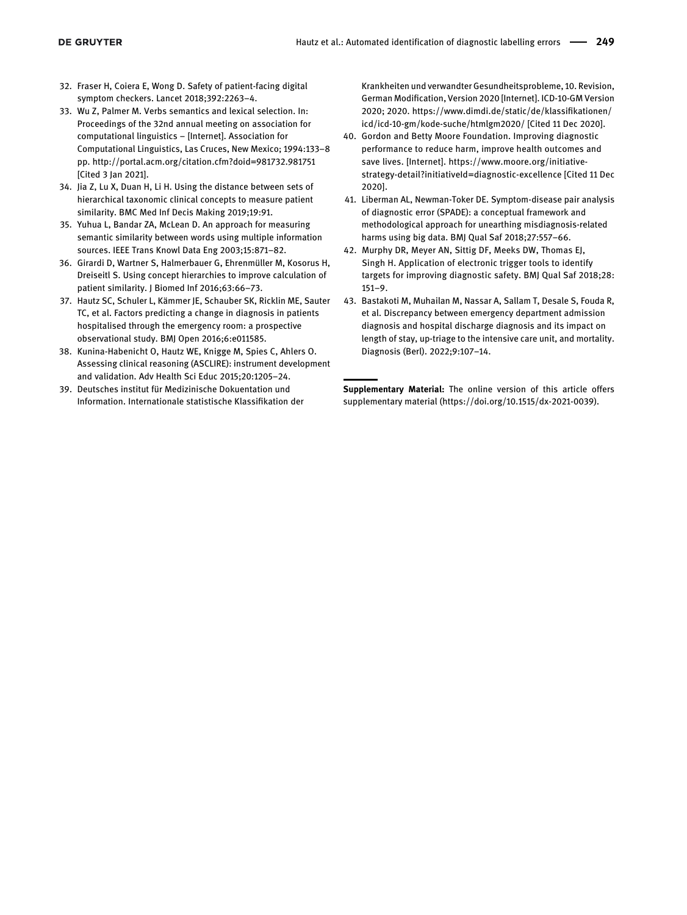32. Fraser H, Coiera E, Wong D. Safety of patient-facing digital symptom checkers. Lancet 2018;392:2263–4.
33. Wu Z, Palmer M. Verbs semantics and lexical selection. In: Proceedings of the 32nd annual meeting on association for computational linguistics – [Internet]. Association for Computational Linguistics, Las Cruces, New Mexico; 1994:133–8 pp. http://portal.acm.org/citation.cfm?doid=981732.981751 [Cited 3 Jan 2021].
34. Jia Z, Lu X, Duan H, Li H. Using the distance between sets of hierarchical taxonomic clinical concepts to measure patient similarity. BMC Med Inf Decis Making 2019;19:91.
35. Yuhua L, Bandar ZA, McLean D. An approach for measuring semantic similarity between words using multiple information sources. IEEE Trans Knowl Data Eng 2003;15:871–82.
36. Girardi D, Wartner S, Halmerbauer G, Ehrenmüller M, Kosorus H, Dreiseitl S. Using concept hierarchies to improve calculation of patient similarity. J Biomed Inf 2016;63:66–73.
37. Hautz SC, Schuler L, Kämmer JE, Schauber SK, Ricklin ME, Sauter TC, et al. Factors predicting a change in diagnosis in patients hospitalised through the emergency room: a prospective observational study. BMJ Open 2016;6:e011585.
38. Kunina-Habenicht O, Hautz WE, Knigge M, Spies C, Ahlers O. Assessing clinical reasoning (ASCLIRE): instrument development and validation. Adv Health Sci Educ 2015;20:1205–24.
39. Deutsches institut für Medizinische Dokuentation und Information. Internationale statistische Klassifikation der Krankheiten und verwandter Gesundheitsprobleme, 10. Revision, German Modification, Version 2020 [Internet]. ICD-10-GM Version 2020; 2020. https://www.dimdi.de/static/de/klassifikationen/icd/icd-10-gm/kode-suche/htmlgm2020/ [Cited 11 Dec 2020].
40. Gordon and Betty Moore Foundation. Improving diagnostic performance to reduce harm, improve health outcomes and save lives. [Internet]. https://www.moore.org/initiative-strategy-detail?initiativeId=diagnostic-excellence [Cited 11 Dec 2020].
41. Liberman AL, Newman-Toker DE. Symptom-disease pair analysis of diagnostic error (SPADE): a conceptual framework and methodological approach for unearthing misdiagnosis-related harms using big data. BMJ Qual Saf 2018;27:557–66.
42. Murphy DR, Meyer AN, Sittig DF, Meeks DW, Thomas EJ, Singh H. Application of electronic trigger tools to identify targets for improving diagnostic safety. BMJ Qual Saf 2018;28: 151–9.
43. Bastakoti M, Muhailan M, Nassar A, Sallam T, Desale S, Fouda R, et al. Discrepancy between emergency department admission diagnosis and hospital discharge diagnosis and its impact on length of stay, up-triage to the intensive care unit, and mortality. Diagnosis (Berl). 2022;9:107–14.

---

**Supplementary Material:** The online version of this article offers supplementary material (https://doi.org/10.1515/dx-2021-0039).